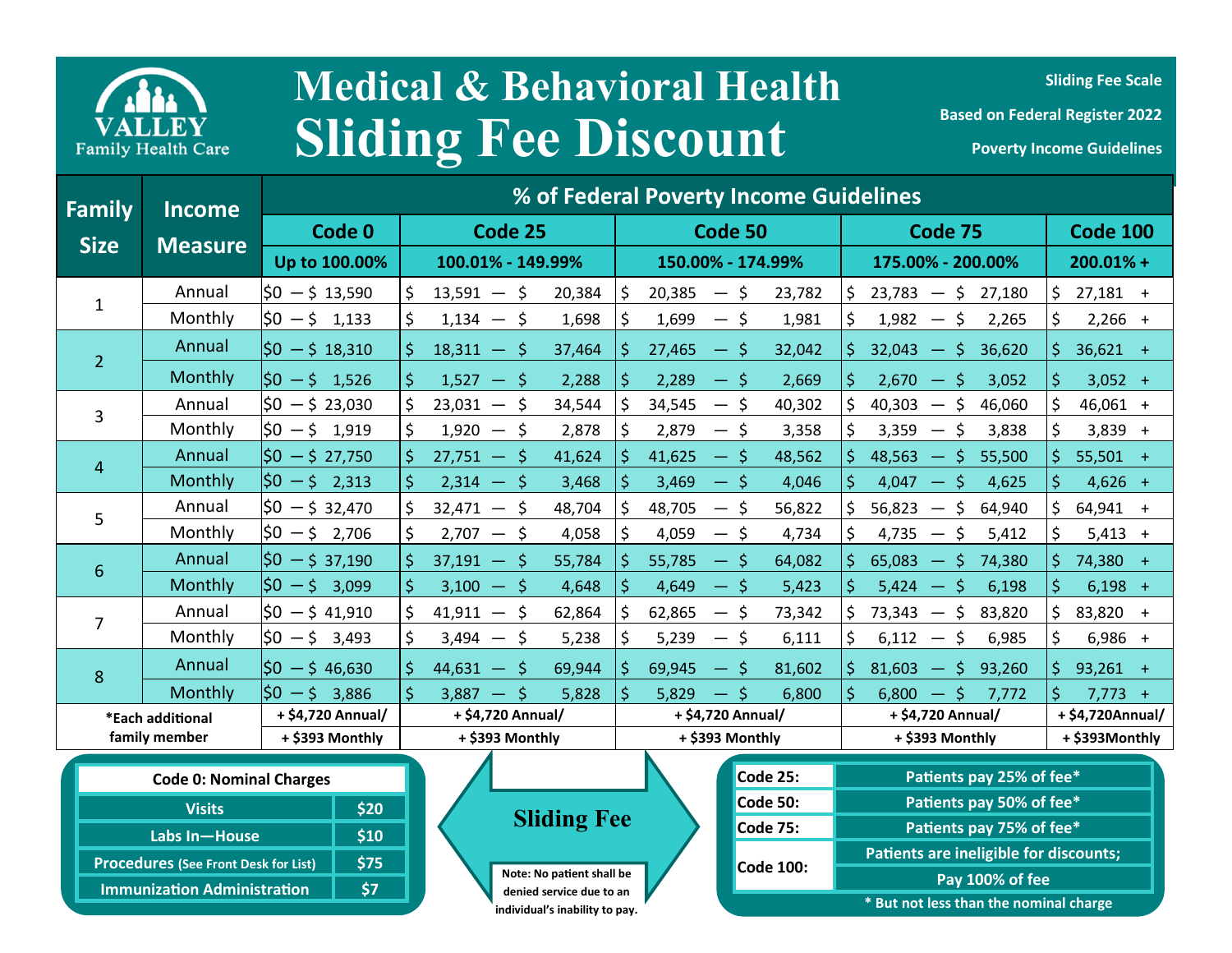# Medical & Behavioral Health Sliding Fee Discount

VALLEY Family Health Care

**Sliding Fee Scale**

**Based on Federal Register 2022**

**Poverty Income Guidelines**

| Family Size | Income Measure | % of Federal Poverty Income Guidelines | | | | |
|---|---|---|---|---|---|---|
| | | Code 0 | Code 25 | Code 50 | Code 75 | Code 100 |
| | | Up to 100.00% | 100.01% - 149.99% | 150.00% - 174.99% | 175.00% - 200.00% | 200.01% + |
| 1 | Annual | $0 — $ 13,590 | $ 13,591 — $ 20,384 | $ 20,385 — $ 23,782 | $ 23,783 — $ 27,180 | $ 27,181 + |
| | Monthly | $0 — $ 1,133 | $ 1,134 — $ 1,698 | $ 1,699 — $ 1,981 | $ 1,982 — $ 2,265 | $ 2,266 + |
| 2 | Annual | $0 — $ 18,310 | $ 18,311 — $ 37,464 | $ 27,465 — $ 32,042 | $ 32,043 — $ 36,620 | $ 36,621 + |
| | Monthly | $0 — $ 1,526 | $ 1,527 — $ 2,288 | $ 2,289 — $ 2,669 | $ 2,670 — $ 3,052 | $ 3,052 + |
| 3 | Annual | $0 — $ 23,030 | $ 23,031 — $ 34,544 | $ 34,545 — $ 40,302 | $ 40,303 — $ 46,060 | $ 46,061 + |
| | Monthly | $0 — $ 1,919 | $ 1,920 — $ 2,878 | $ 2,879 — $ 3,358 | $ 3,359 — $ 3,838 | $ 3,839 + |
| 4 | Annual | $0 — $ 27,750 | $ 27,751 — $ 41,624 | $ 41,625 — $ 48,562 | $ 48,563 — $ 55,500 | $ 55,501 + |
| | Monthly | $0 — $ 2,313 | $ 2,314 — $ 3,468 | $ 3,469 — $ 4,046 | $ 4,047 — $ 4,625 | $ 4,626 + |
| 5 | Annual | $0 — $ 32,470 | $ 32,471 — $ 48,704 | $ 48,705 — $ 56,822 | $ 56,823 — $ 64,940 | $ 64,941 + |
| | Monthly | $0 — $ 2,706 | $ 2,707 — $ 4,058 | $ 4,059 — $ 4,734 | $ 4,735 — $ 5,412 | $ 5,413 + |
| 6 | Annual | $0 — $ 37,190 | $ 37,191 — $ 55,784 | $ 55,785 — $ 64,082 | $ 65,083 — $ 74,380 | $ 74,380 + |
| | Monthly | $0 — $ 3,099 | $ 3,100 — $ 4,648 | $ 4,649 — $ 5,423 | $ 5,424 — $ 6,198 | $ 6,198 + |
| 7 | Annual | $0 — $ 41,910 | $ 41,911 — $ 62,864 | $ 62,865 — $ 73,342 | $ 73,343 — $ 83,820 | $ 83,820 + |
| | Monthly | $0 — $ 3,493 | $ 3,494 — $ 5,238 | $ 5,239 — $ 6,111 | $ 6,112 — $ 6,985 | $ 6,986 + |
| 8 | Annual | $0 — $ 46,630 | $ 44,631 — $ 69,944 | $ 69,945 — $ 81,602 | $ 81,603 — $ 93,260 | $ 93,261 + |
| | Monthly | $0 — $ 3,886 | $ 3,887 — $ 5,828 | $ 5,829 — $ 6,800 | $ 6,800 — $ 7,772 | $ 7,773 + |
| *Each additional family member | | + $4,720 Annual/ + $393 Monthly | + $4,720 Annual/ + $393 Monthly | + $4,720 Annual/ + $393 Monthly | + $4,720 Annual/ + $393 Monthly | + $4,720Annual/ + $393Monthly |

| Code 0: Nominal Charges | |
|---|---|
| Visits | $20 |
| Labs In—House | $10 |
| Procedures (See Front Desk for List) | $75 |
| Immunization Administration | $7 |

**Sliding Fee**

Note: No patient shall be denied service due to an individual's inability to pay.

| Code | |
|---|---|
| Code 25: | Patients pay 25% of fee* |
| Code 50: | Patients pay 50% of fee* |
| Code 75: | Patients pay 75% of fee* |
| Code 100: | Patients are ineligible for discounts; Pay 100% of fee |

\* But not less than the nominal charge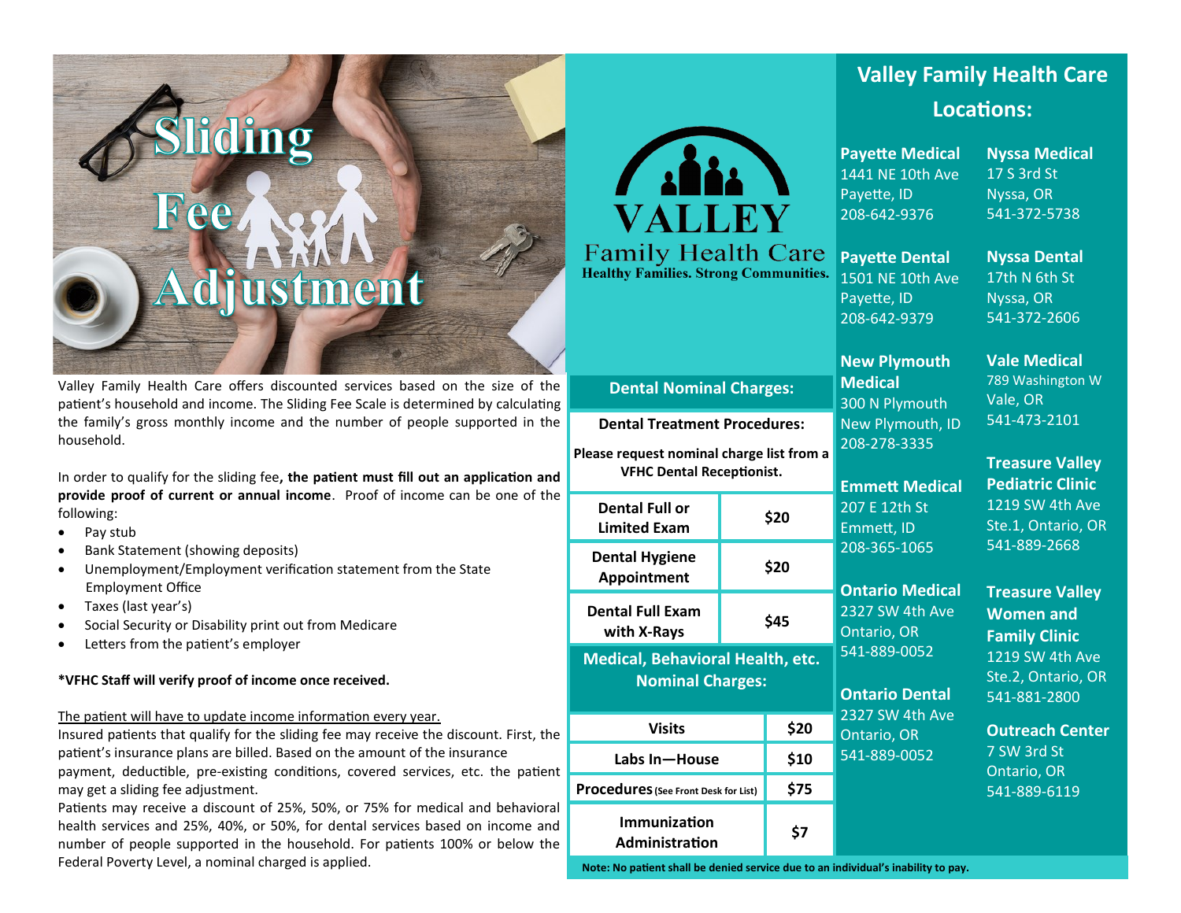# Sliding Fee Adjustment

Valley Family Health Care offers discounted services based on the size of the patient's household and income. The Sliding Fee Scale is determined by calculating the family's gross monthly income and the number of people supported in the household.

In order to qualify for the sliding fee**, the patient must fill out an application and provide proof of current or annual income**. Proof of income can be one of the following:

- Pay stub
- Bank Statement (showing deposits)
- Unemployment/Employment verification statement from the State Employment Office
- Taxes (last year's)
- Social Security or Disability print out from Medicare
- Letters from the patient's employer

**\*VFHC Staff will verify proof of income once received.**

The patient will have to update income information every year.

Insured patients that qualify for the sliding fee may receive the discount. First, the patient's insurance plans are billed. Based on the amount of the insurance payment, deductible, pre-existing conditions, covered services, etc. the patient may get a sliding fee adjustment.

Patients may receive a discount of 25%, 50%, or 75% for medical and behavioral health services and 25%, 40%, or 50%, for dental services based on income and number of people supported in the household. For patients 100% or below the Federal Poverty Level, a nominal charged is applied.

VALLEY
Family Health Care
Healthy Families. Strong Communities.

## Dental Nominal Charges:

**Dental Treatment Procedures:**

**Please request nominal charge list from a VFHC Dental Receptionist.**

| | |
|---|---|
| **Dental Full or Limited Exam** | **$20** |
| **Dental Hygiene Appointment** | **$20** |
| **Dental Full Exam with X-Rays** | **$45** |

## Medical, Behavioral Health, etc. Nominal Charges:

| | |
|---|---|
| **Visits** | **$20** |
| **Labs In—House** | **$10** |
| **Procedures** (See Front Desk for List) | **$75** |
| **Immunization Administration** | **$7** |

**Note: No patient shall be denied service due to an individual's inability to pay.**

## Valley Family Health Care Locations:

**Payette Medical**
1441 NE 10th Ave
Payette, ID
208-642-9376

**Payette Dental**
1501 NE 10th Ave
Payette, ID
208-642-9379

**New Plymouth Medical**
300 N Plymouth
New Plymouth, ID
208-278-3335

**Emmett Medical**
207 E 12th St
Emmett, ID
208-365-1065

**Ontario Medical**
2327 SW 4th Ave
Ontario, OR
541-889-0052

**Ontario Dental**
2327 SW 4th Ave
Ontario, OR
541-889-0052

**Nyssa Medical**
17 S 3rd St
Nyssa, OR
541-372-5738

**Nyssa Dental**
17th N 6th St
Nyssa, OR
541-372-2606

**Vale Medical**
789 Washington W
Vale, OR
541-473-2101

**Treasure Valley Pediatric Clinic**
1219 SW 4th Ave
Ste.1, Ontario, OR
541-889-2668

**Treasure Valley Women and Family Clinic**
1219 SW 4th Ave
Ste.2, Ontario, OR
541-881-2800

**Outreach Center**
7 SW 3rd St
Ontario, OR
541-889-6119